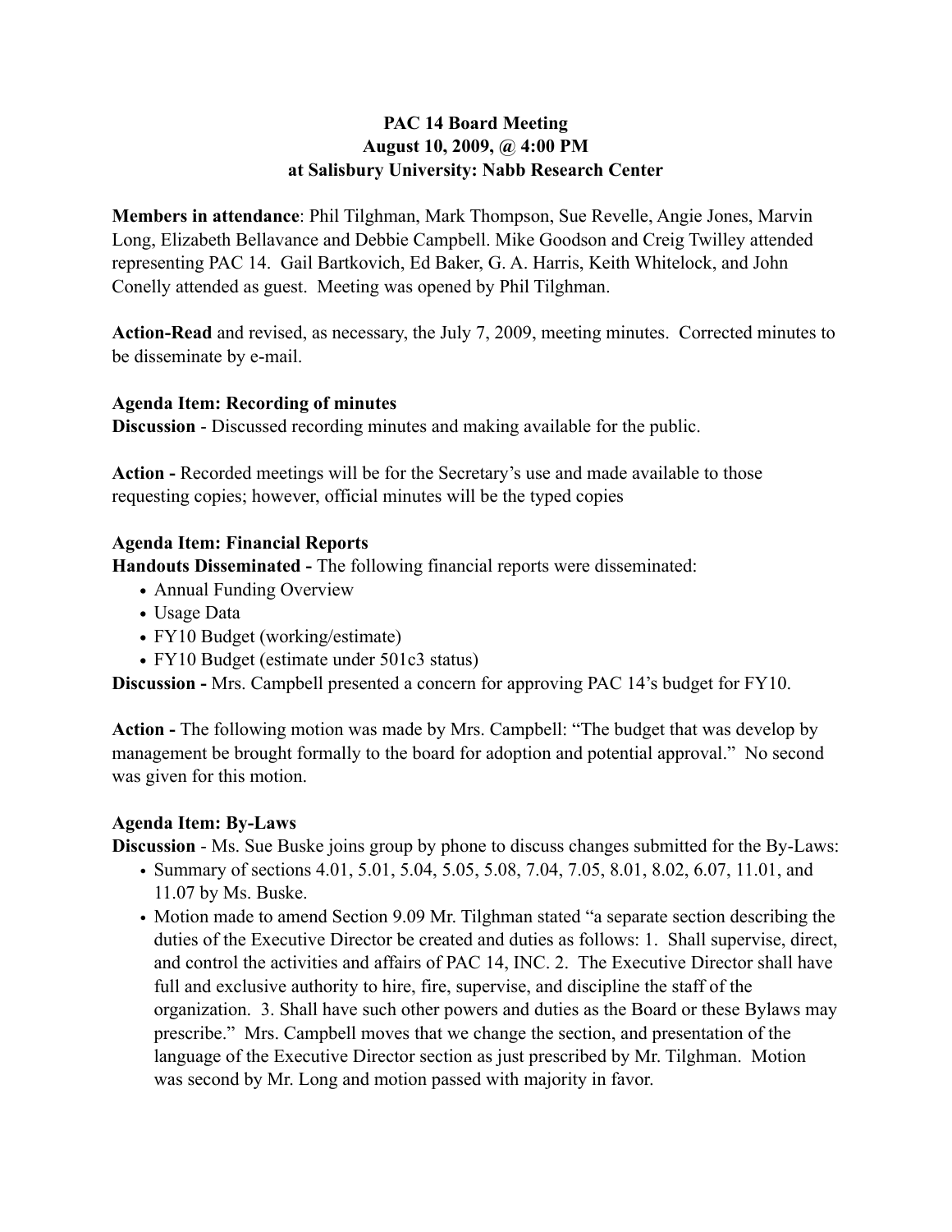**PAC 14 Board Meeting**
**August 10, 2009, @ 4:00 PM**
**at Salisbury University: Nabb Research Center**

**Members in attendance**: Phil Tilghman, Mark Thompson, Sue Revelle, Angie Jones, Marvin Long, Elizabeth Bellavance and Debbie Campbell. Mike Goodson and Creig Twilley attended representing PAC 14. Gail Bartkovich, Ed Baker, G. A. Harris, Keith Whitelock, and John Conelly attended as guest. Meeting was opened by Phil Tilghman.

**Action-Read** and revised, as necessary, the July 7, 2009, meeting minutes. Corrected minutes to be disseminate by e-mail.

**Agenda Item: Recording of minutes**
**Discussion** - Discussed recording minutes and making available for the public.

**Action -** Recorded meetings will be for the Secretary's use and made available to those requesting copies; however, official minutes will be the typed copies

**Agenda Item: Financial Reports**
**Handouts Disseminated -** The following financial reports were disseminated:

- Annual Funding Overview
- Usage Data
- FY10 Budget (working/estimate)
- FY10 Budget (estimate under 501c3 status)

**Discussion -** Mrs. Campbell presented a concern for approving PAC 14's budget for FY10.

**Action -** The following motion was made by Mrs. Campbell: "The budget that was develop by management be brought formally to the board for adoption and potential approval." No second was given for this motion.

**Agenda Item: By-Laws**
**Discussion** - Ms. Sue Buske joins group by phone to discuss changes submitted for the By-Laws:

- Summary of sections 4.01, 5.01, 5.04, 5.05, 5.08, 7.04, 7.05, 8.01, 8.02, 6.07, 11.01, and 11.07 by Ms. Buske.
- Motion made to amend Section 9.09 Mr. Tilghman stated "a separate section describing the duties of the Executive Director be created and duties as follows: 1. Shall supervise, direct, and control the activities and affairs of PAC 14, INC. 2. The Executive Director shall have full and exclusive authority to hire, fire, supervise, and discipline the staff of the organization. 3. Shall have such other powers and duties as the Board or these Bylaws may prescribe." Mrs. Campbell moves that we change the section, and presentation of the language of the Executive Director section as just prescribed by Mr. Tilghman. Motion was second by Mr. Long and motion passed with majority in favor.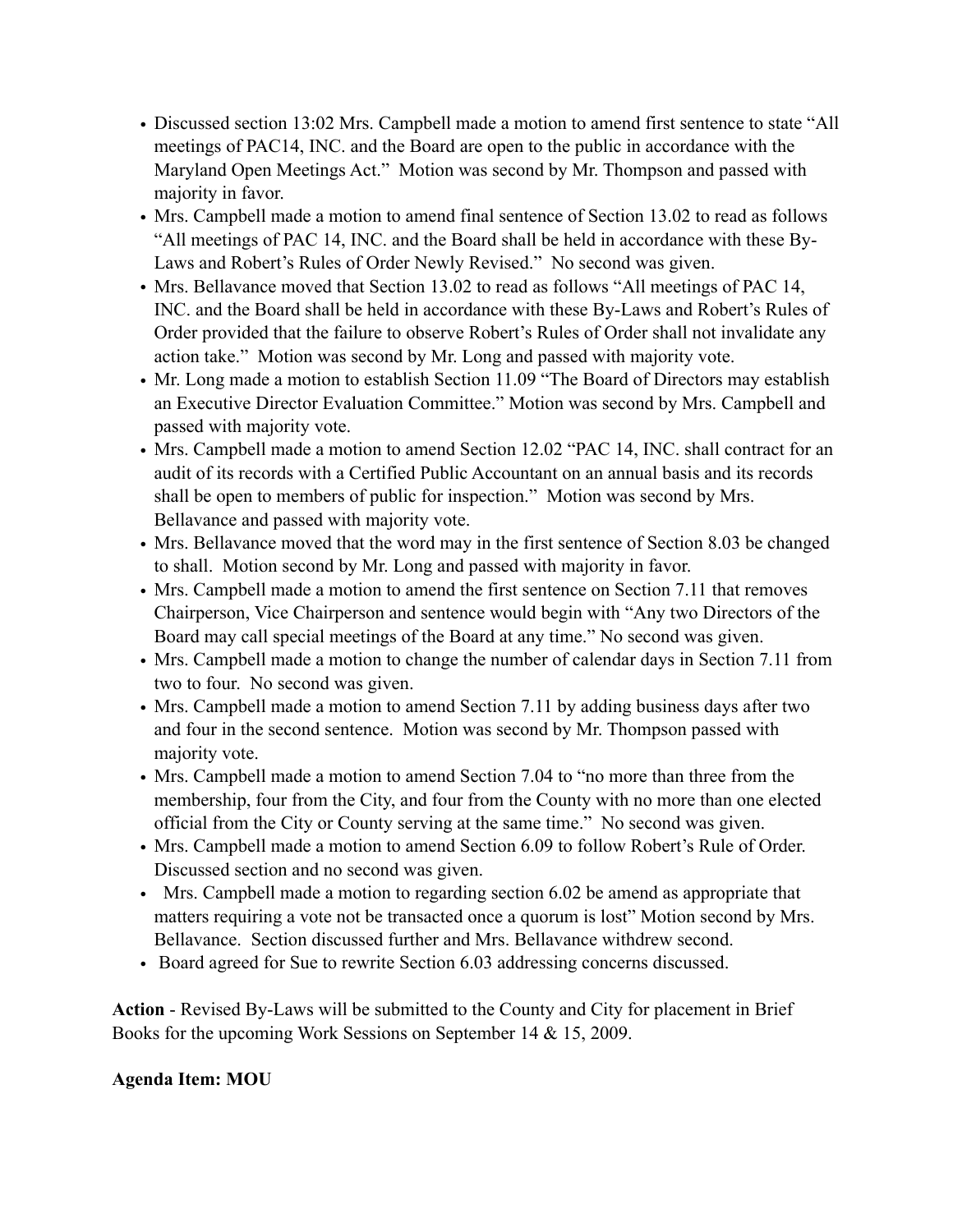- Discussed section 13:02 Mrs. Campbell made a motion to amend first sentence to state "All meetings of PAC14, INC. and the Board are open to the public in accordance with the Maryland Open Meetings Act." Motion was second by Mr. Thompson and passed with majority in favor.
- Mrs. Campbell made a motion to amend final sentence of Section 13.02 to read as follows "All meetings of PAC 14, INC. and the Board shall be held in accordance with these By-Laws and Robert's Rules of Order Newly Revised." No second was given.
- Mrs. Bellavance moved that Section 13.02 to read as follows "All meetings of PAC 14, INC. and the Board shall be held in accordance with these By-Laws and Robert's Rules of Order provided that the failure to observe Robert's Rules of Order shall not invalidate any action take." Motion was second by Mr. Long and passed with majority vote.
- Mr. Long made a motion to establish Section 11.09 "The Board of Directors may establish an Executive Director Evaluation Committee." Motion was second by Mrs. Campbell and passed with majority vote.
- Mrs. Campbell made a motion to amend Section 12.02 "PAC 14, INC. shall contract for an audit of its records with a Certified Public Accountant on an annual basis and its records shall be open to members of public for inspection." Motion was second by Mrs. Bellavance and passed with majority vote.
- Mrs. Bellavance moved that the word may in the first sentence of Section 8.03 be changed to shall. Motion second by Mr. Long and passed with majority in favor.
- Mrs. Campbell made a motion to amend the first sentence on Section 7.11 that removes Chairperson, Vice Chairperson and sentence would begin with "Any two Directors of the Board may call special meetings of the Board at any time." No second was given.
- Mrs. Campbell made a motion to change the number of calendar days in Section 7.11 from two to four. No second was given.
- Mrs. Campbell made a motion to amend Section 7.11 by adding business days after two and four in the second sentence. Motion was second by Mr. Thompson passed with majority vote.
- Mrs. Campbell made a motion to amend Section 7.04 to "no more than three from the membership, four from the City, and four from the County with no more than one elected official from the City or County serving at the same time." No second was given.
- Mrs. Campbell made a motion to amend Section 6.09 to follow Robert's Rule of Order. Discussed section and no second was given.
- Mrs. Campbell made a motion to regarding section 6.02 be amend as appropriate that matters requiring a vote not be transacted once a quorum is lost" Motion second by Mrs. Bellavance. Section discussed further and Mrs. Bellavance withdrew second.
- Board agreed for Sue to rewrite Section 6.03 addressing concerns discussed.

**Action** - Revised By-Laws will be submitted to the County and City for placement in Brief Books for the upcoming Work Sessions on September 14 & 15, 2009.

**Agenda Item: MOU**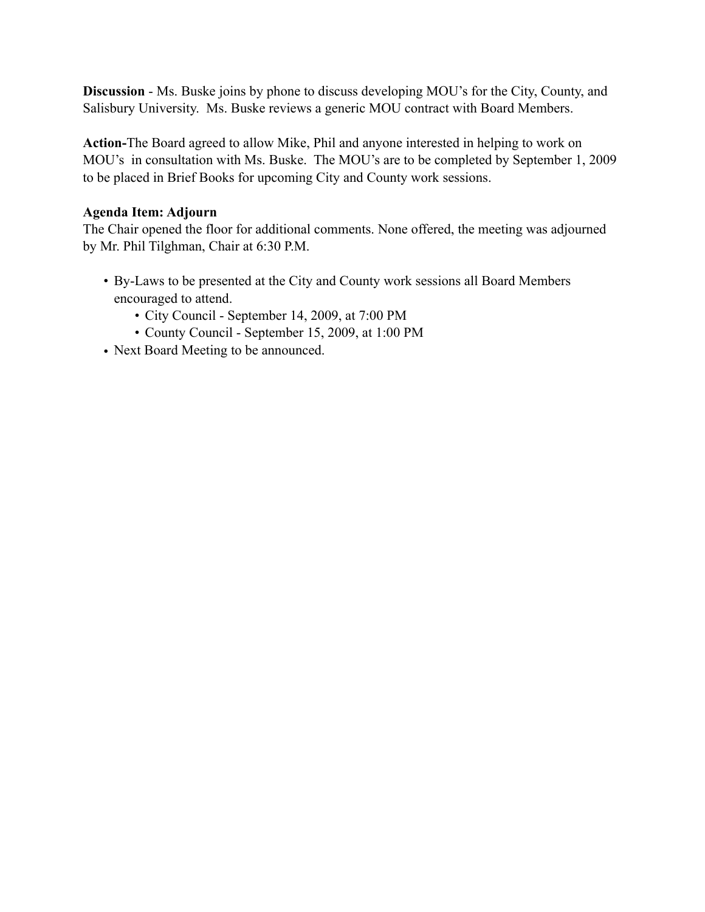**Discussion** - Ms. Buske joins by phone to discuss developing MOU's for the City, County, and Salisbury University. Ms. Buske reviews a generic MOU contract with Board Members.

**Action-**The Board agreed to allow Mike, Phil and anyone interested in helping to work on MOU's in consultation with Ms. Buske. The MOU's are to be completed by September 1, 2009 to be placed in Brief Books for upcoming City and County work sessions.

**Agenda Item: Adjourn**

The Chair opened the floor for additional comments. None offered, the meeting was adjourned by Mr. Phil Tilghman, Chair at 6:30 P.M.

- By-Laws to be presented at the City and County work sessions all Board Members encouraged to attend.
    - City Council - September 14, 2009, at 7:00 PM
    - County Council - September 15, 2009, at 1:00 PM
- Next Board Meeting to be announced.